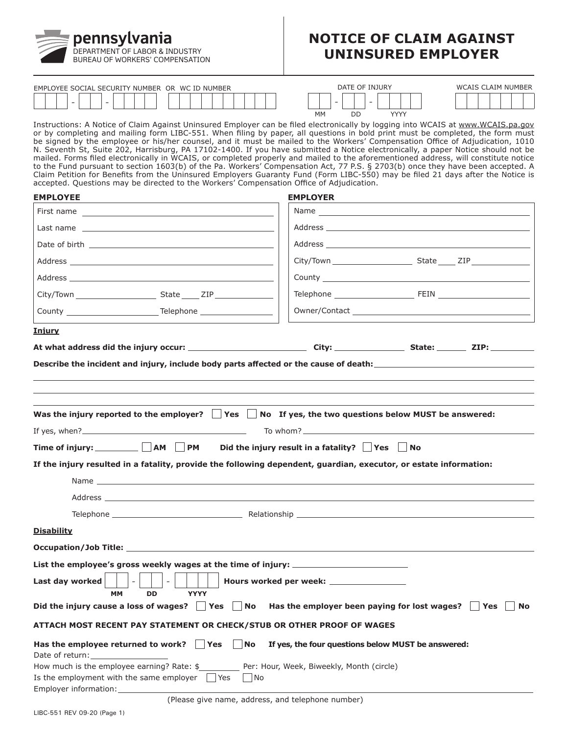pennsylvania
DEPARTMENT OF LABOR & INDUSTRY
BUREAU OF WORKERS' COMPENSATION

# NOTICE OF CLAIM AGAINST UNINSURED EMPLOYER

EMPLOYEE SOCIAL SECURITY NUMBER OR WC ID NUMBER: ___-__-____ ____________

DATE OF INJURY: __-__-____ (MM DD YYYY)

WCAIS CLAIM NUMBER: __________

Instructions: A Notice of Claim Against Uninsured Employer can be filed electronically by logging into WCAIS at www.WCAIS.pa.gov or by completing and mailing form LIBC-551. When filing by paper, all questions in bold print must be completed, the form must be signed by the employee or his/her counsel, and it must be mailed to the Workers' Compensation Office of Adjudication, 1010 N. Seventh St, Suite 202, Harrisburg, PA 17102-1400. If you have submitted a Notice electronically, a paper Notice should not be mailed. Forms filed electronically in WCAIS, or completed properly and mailed to the aforementioned address, will constitute notice to the Fund pursuant to section 1603(b) of the Pa. Workers' Compensation Act, 77 P.S. § 2703(b) once they have been accepted. A Claim Petition for Benefits from the Uninsured Employers Guaranty Fund (Form LIBC-550) may be filed 21 days after the Notice is accepted. Questions may be directed to the Workers' Compensation Office of Adjudication.

**EMPLOYEE**

First name ____________________

Last name ____________________

Date of birth ____________________

Address ____________________

Address ____________________

City/Town __________ State ____ ZIP ________

County __________ Telephone __________

**EMPLOYER**

Name ____________________

Address ____________________

Address ____________________

City/Town __________ State ____ ZIP ________

County ____________________

Telephone __________ FEIN __________

Owner/Contact ____________________

**Injury**

**At what address did the injury occur:** __________ **City:** __________ **State:** ______ **ZIP:** ______

**Describe the incident and injury, include body parts affected or the cause of death:** ____________________

____________________

____________________

____________________

**Was the injury reported to the employer?** ☐ **Yes** ☐ **No** **If yes, the two questions below MUST be answered:**

If yes, when? __________ To whom? __________

**Time of injury:** ________ ☐ **AM** ☐ **PM** **Did the injury result in a fatality?** ☐ **Yes** ☐ **No**

**If the injury resulted in a fatality, provide the following dependent, guardian, executor, or estate information:**

Name ____________________

Address ____________________

Telephone __________ Relationship __________

**Disability**

**Occupation/Job Title:** ____________________

**List the employee's gross weekly wages at the time of injury:** ____________________

**Last day worked** __-__-____ (MM DD YYYY) **Hours worked per week:** __________

**Did the injury cause a loss of wages?** ☐ **Yes** ☐ **No** **Has the employer been paying for lost wages?** ☐ **Yes** ☐ **No**

**ATTACH MOST RECENT PAY STATEMENT OR CHECK/STUB OR OTHER PROOF OF WAGES**

**Has the employee returned to work?** ☐ **Yes** ☐ **No** **If yes, the four questions below MUST be answered:**

Date of return: __________

How much is the employee earning? Rate: $________ Per: Hour, Week, Biweekly, Month (circle)

Is the employment with the same employer ☐ Yes ☐ No

Employer information: ____________________

(Please give name, address, and telephone number)

LIBC-551 REV 09-20 (Page 1)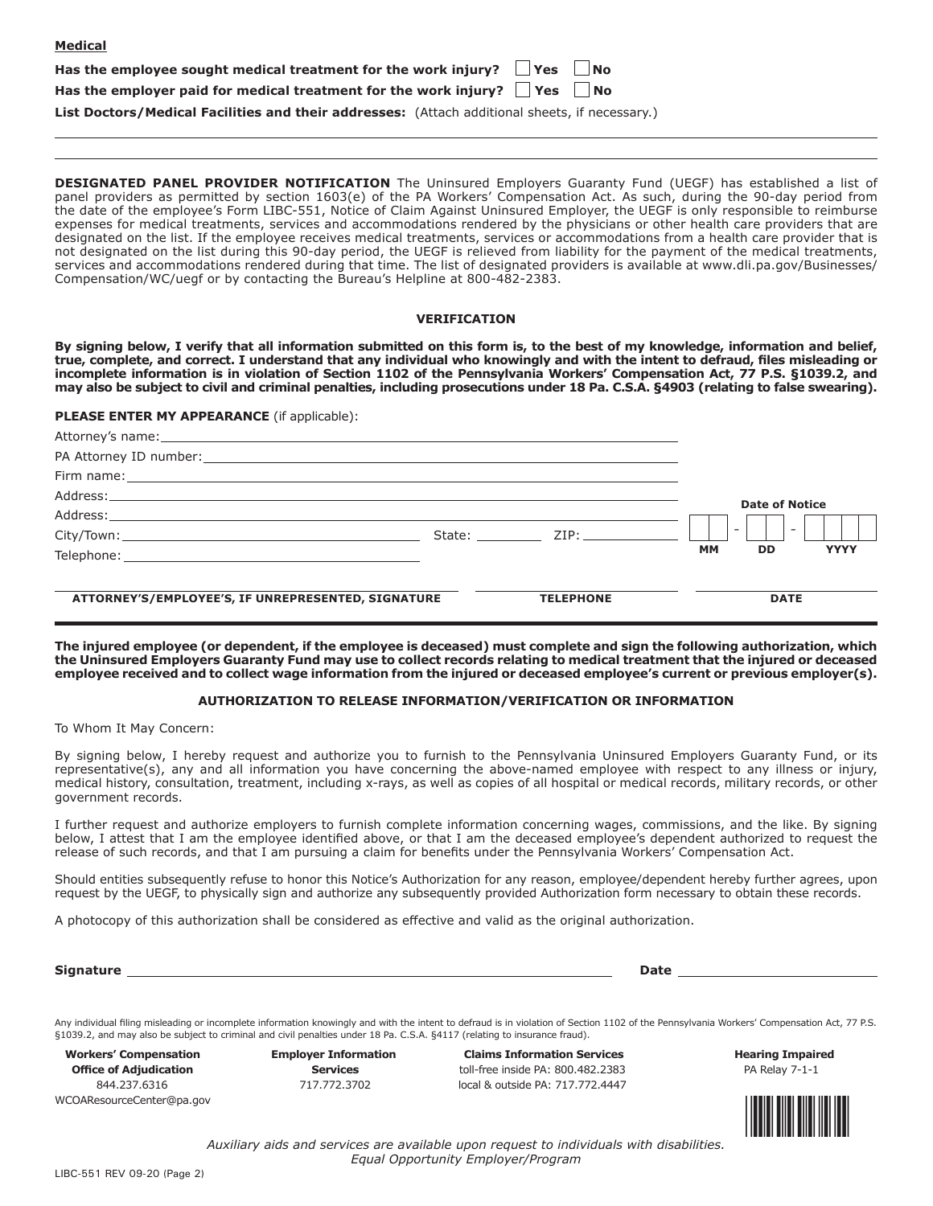**Medical**

**Has the employee sought medical treatment for the work injury?** ☐ **Yes** ☐ **No**

**Has the employer paid for medical treatment for the work injury?** ☐ **Yes** ☐ **No**

**List Doctors/Medical Facilities and their addresses:** (Attach additional sheets, if necessary.)

**DESIGNATED PANEL PROVIDER NOTIFICATION** The Uninsured Employers Guaranty Fund (UEGF) has established a list of panel providers as permitted by section 1603(e) of the PA Workers' Compensation Act. As such, during the 90-day period from the date of the employee's Form LIBC-551, Notice of Claim Against Uninsured Employer, the UEGF is only responsible to reimburse expenses for medical treatments, services and accommodations rendered by the physicians or other health care providers that are designated on the list. If the employee receives medical treatments, services or accommodations from a health care provider that is not designated on the list during this 90-day period, the UEGF is relieved from liability for the payment of the medical treatments, services and accommodations rendered during that time. The list of designated providers is available at www.dli.pa.gov/Businesses/Compensation/WC/uegf or by contacting the Bureau's Helpline at 800-482-2383.

## VERIFICATION

**By signing below, I verify that all information submitted on this form is, to the best of my knowledge, information and belief, true, complete, and correct. I understand that any individual who knowingly and with the intent to defraud, files misleading or incomplete information is in violation of Section 1102 of the Pennsylvania Workers' Compensation Act, 77 P.S. §1039.2, and may also be subject to civil and criminal penalties, including prosecutions under 18 Pa. C.S.A. §4903 (relating to false swearing).**

**PLEASE ENTER MY APPEARANCE** (if applicable):

Attorney's name:

PA Attorney ID number:

Firm name:

Address:

Address:

City/Town: State: ZIP:

Telephone:

**Date of Notice**

MM - DD - YYYY

**ATTORNEY'S/EMPLOYEE'S, IF UNREPRESENTED, SIGNATURE** **TELEPHONE** **DATE**

**The injured employee (or dependent, if the employee is deceased) must complete and sign the following authorization, which the Uninsured Employers Guaranty Fund may use to collect records relating to medical treatment that the injured or deceased employee received and to collect wage information from the injured or deceased employee's current or previous employer(s).**

## AUTHORIZATION TO RELEASE INFORMATION/VERIFICATION OR INFORMATION

To Whom It May Concern:

By signing below, I hereby request and authorize you to furnish to the Pennsylvania Uninsured Employers Guaranty Fund, or its representative(s), any and all information you have concerning the above-named employee with respect to any illness or injury, medical history, consultation, treatment, including x-rays, as well as copies of all hospital or medical records, military records, or other government records.

I further request and authorize employers to furnish complete information concerning wages, commissions, and the like. By signing below, I attest that I am the employee identified above, or that I am the deceased employee's dependent authorized to request the release of such records, and that I am pursuing a claim for benefits under the Pennsylvania Workers' Compensation Act.

Should entities subsequently refuse to honor this Notice's Authorization for any reason, employee/dependent hereby further agrees, upon request by the UEGF, to physically sign and authorize any subsequently provided Authorization form necessary to obtain these records.

A photocopy of this authorization shall be considered as effective and valid as the original authorization.

**Signature** **Date**

Any individual filing misleading or incomplete information knowingly and with the intent to defraud is in violation of Section 1102 of the Pennsylvania Workers' Compensation Act, 77 P.S. §1039.2, and may also be subject to criminal and civil penalties under 18 Pa. C.S.A. §4117 (relating to insurance fraud).

**Workers' Compensation Office of Adjudication**
844.237.6316
WCOAResourceCenter@pa.gov

**Employer Information Services**
717.772.3702

**Claims Information Services**
toll-free inside PA: 800.482.2383
local & outside PA: 717.772.4447

**Hearing Impaired**
PA Relay 7-1-1

*Auxiliary aids and services are available upon request to individuals with disabilities.*
*Equal Opportunity Employer/Program*

LIBC-551 REV 09-20 (Page 2)